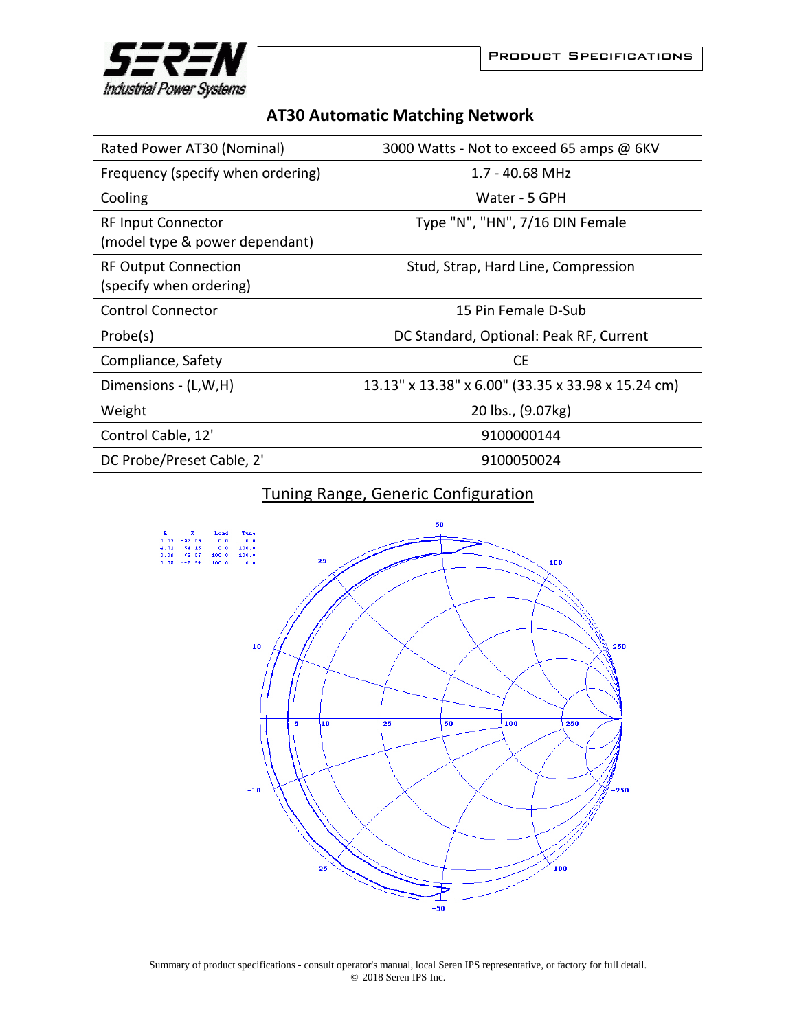# AT30 Automatic Matching Network

| | |
|---|---|
| Rated Power AT30 (Nominal) | 3000 Watts - Not to exceed 65 amps @ 6KV |
| Frequency (specify when ordering) | 1.7 - 40.68 MHz |
| Cooling | Water - 5 GPH |
| RF Input Connector (model type & power dependant) | Type "N", "HN", 7/16 DIN Female |
| RF Output Connection (specify when ordering) | Stud, Strap, Hard Line, Compression |
| Control Connector | 15 Pin Female D-Sub |
| Probe(s) | DC Standard, Optional: Peak RF, Current |
| Compliance, Safety | CE |
| Dimensions - (L,W,H) | 13.13" x 13.38" x 6.00" (33.35 x 33.98 x 15.24 cm) |
| Weight | 20 lbs., (9.07kg) |
| Control Cable, 12' | 9100000144 |
| DC Probe/Preset Cable, 2' | 9100050024 |

## Tuning Range, Generic Configuration

Summary of product specifications - consult operator's manual, local Seren IPS representative, or factory for full detail.
© 2018 Seren IPS Inc.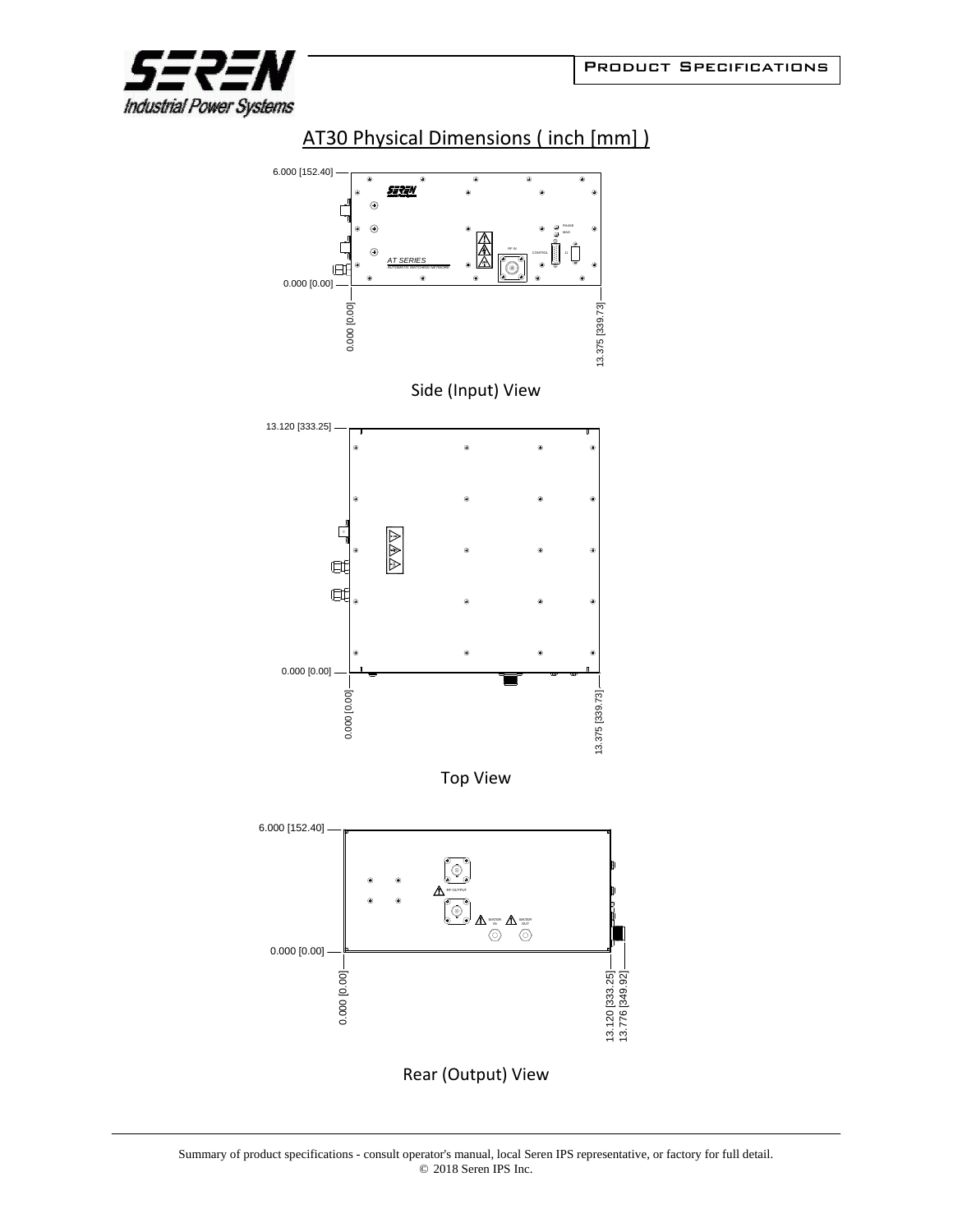## AT30 Physical Dimensions ( inch [mm] )

6.000 [152.40]

0.000 [0.00]

0.000 [0.00]

13.375 [339.73]

AT SERIES

AUTOMATIC MATCHING NETWORK

RF IN

CONTROL

PHASE

MAG

Side (Input) View

13.120 [333.25]

0.000 [0.00]

0.000 [0.00]

13.375 [339.73]

Top View

6.000 [152.40]

0.000 [0.00]

0.000 [0.00]

13.120 [333.25]

13.776 [349.92]

RF OUTPUT

WATER IN

WATER OUT

Rear (Output) View

Summary of product specifications - consult operator's manual, local Seren IPS representative, or factory for full detail.
© 2018 Seren IPS Inc.